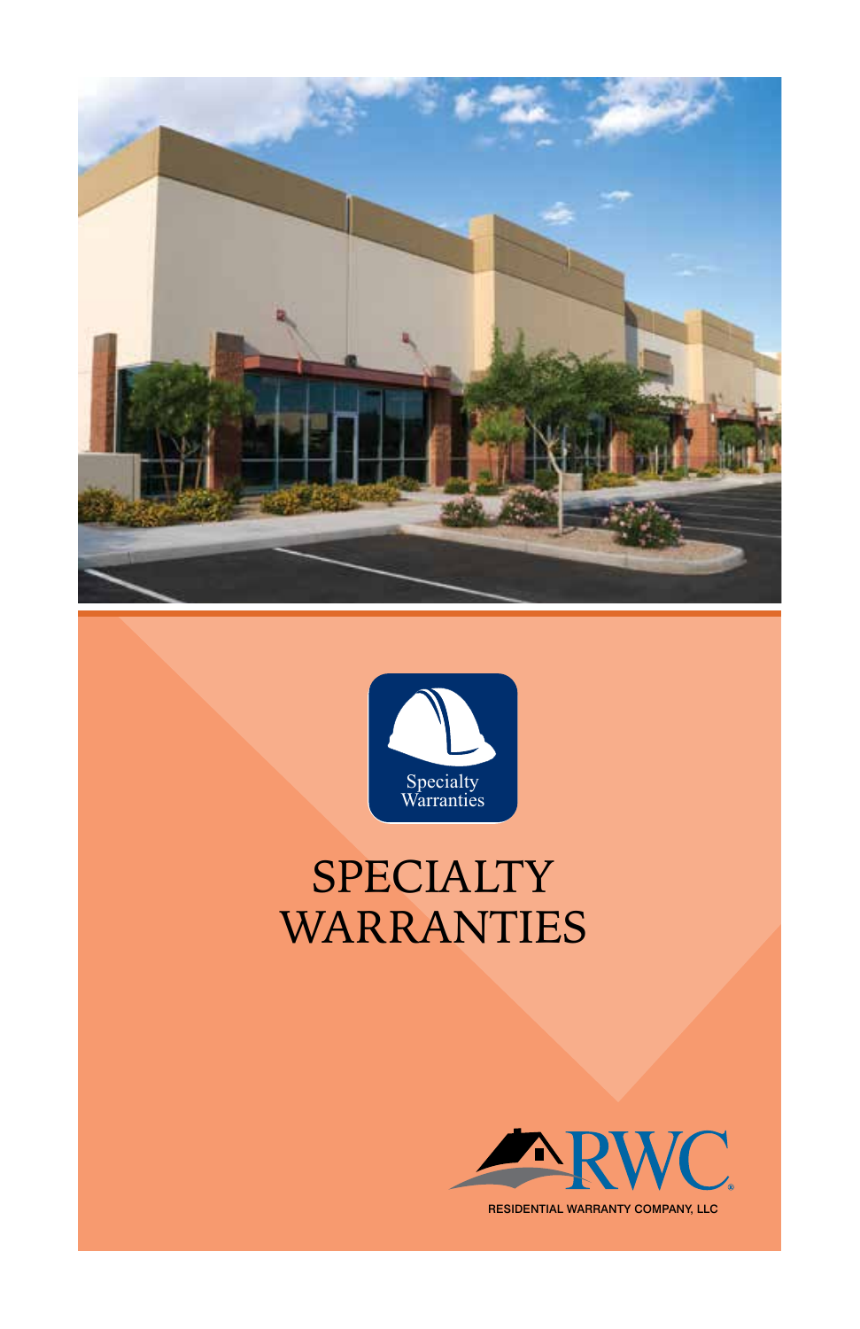Specialty Warranties

# SPECIALTY WARRANTIES

RWC

RESIDENTIAL WARRANTY COMPANY, LLC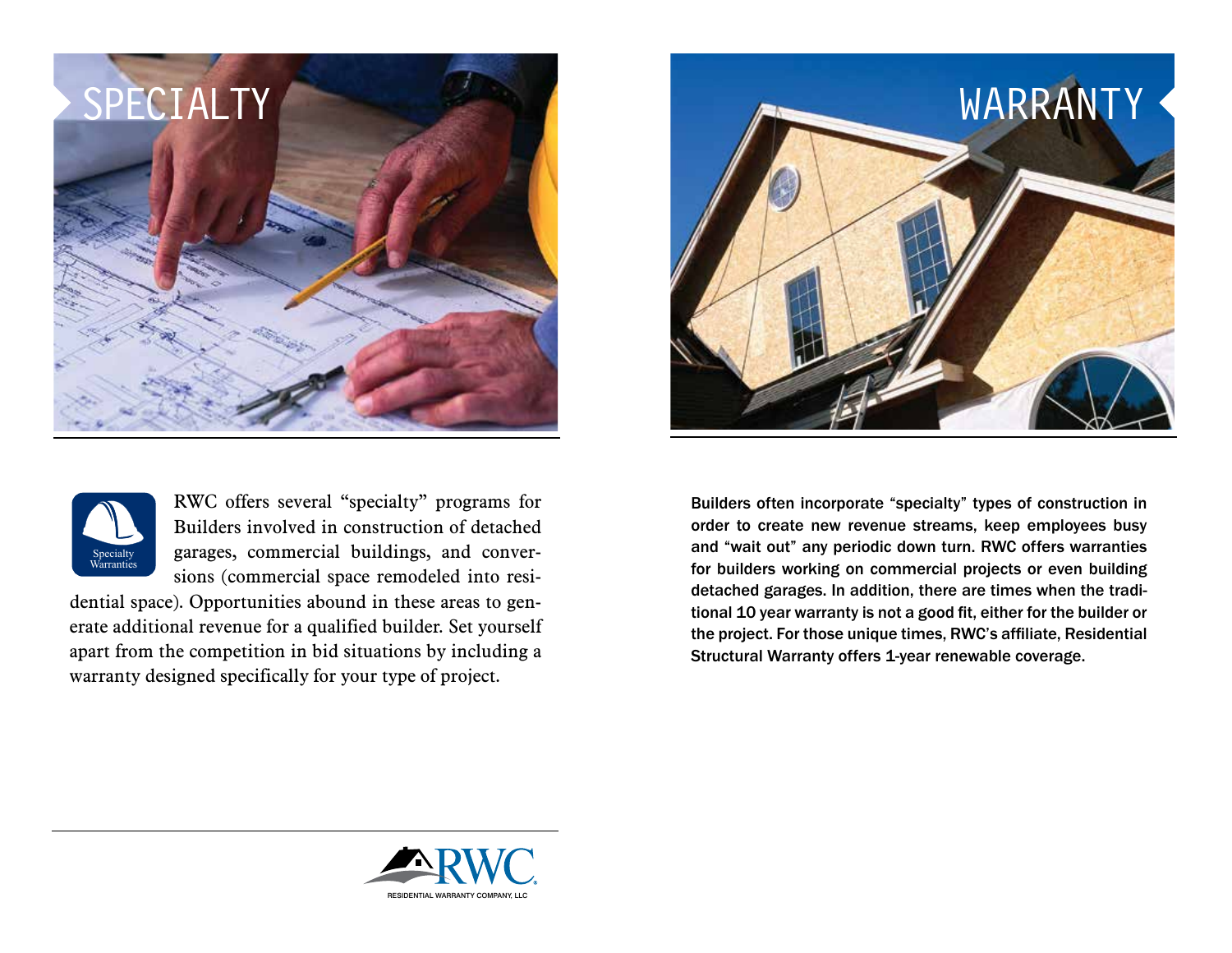# SPECIALTY WARRANTY

Specialty Warranties

RWC offers several “specialty” programs for Builders involved in construction of detached garages, commercial buildings, and conversions (commercial space remodeled into residential space). Opportunities abound in these areas to generate additional revenue for a qualified builder. Set yourself apart from the competition in bid situations by including a warranty designed specifically for your type of project.

Builders often incorporate “specialty” types of construction in order to create new revenue streams, keep employees busy and “wait out” any periodic down turn. RWC offers warranties for builders working on commercial projects or even building detached garages. In addition, there are times when the traditional 10 year warranty is not a good fit, either for the builder or the project. For those unique times, RWC’s affiliate, Residential Structural Warranty offers 1-year renewable coverage.

RWC
RESIDENTIAL WARRANTY COMPANY, LLC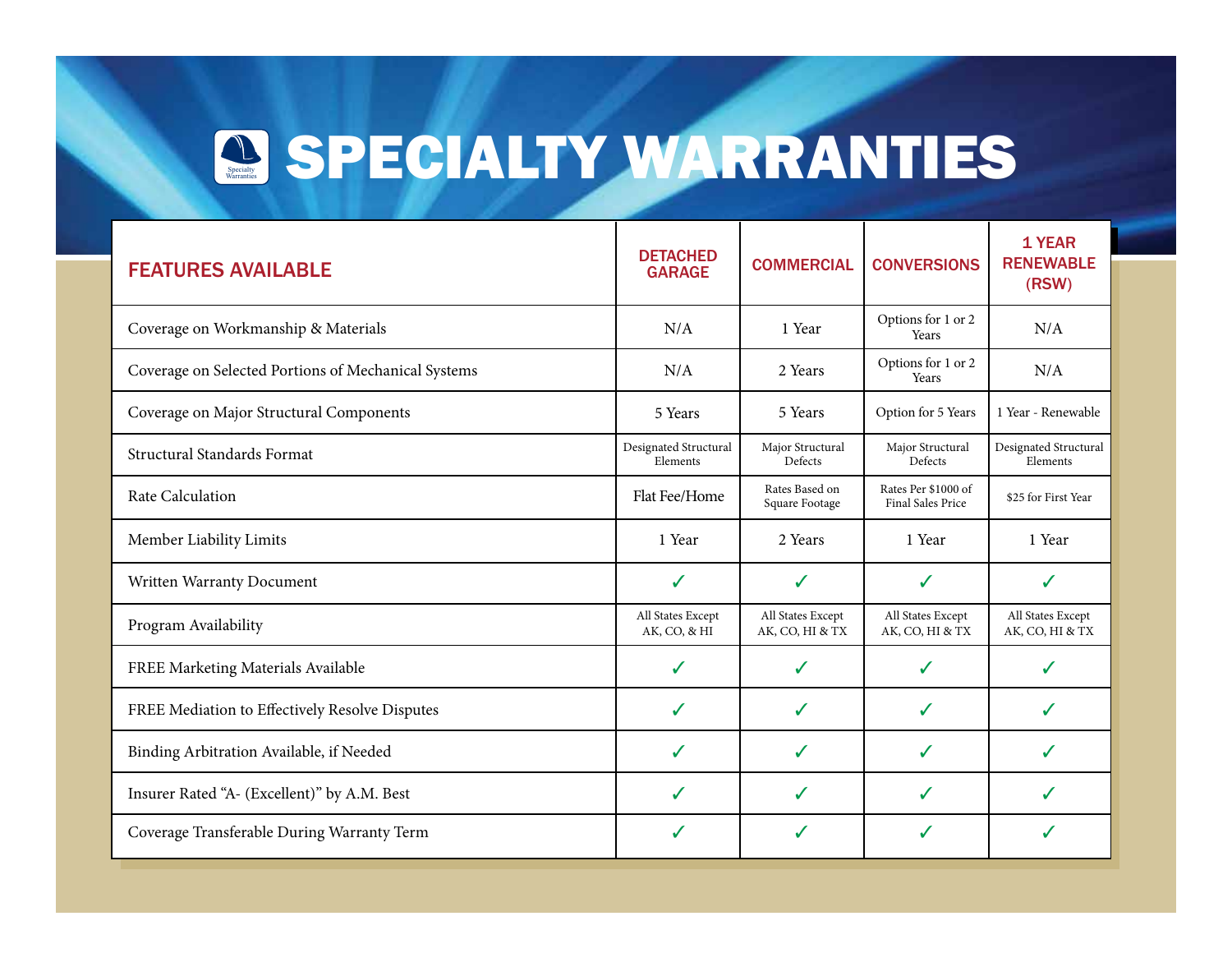# SPECIALTY WARRANTIES

| FEATURES AVAILABLE | DETACHED GARAGE | COMMERCIAL | CONVERSIONS | 1 YEAR RENEWABLE (RSW) |
|---|---|---|---|---|
| Coverage on Workmanship & Materials | N/A | 1 Year | Options for 1 or 2 Years | N/A |
| Coverage on Selected Portions of Mechanical Systems | N/A | 2 Years | Options for 1 or 2 Years | N/A |
| Coverage on Major Structural Components | 5 Years | 5 Years | Option for 5 Years | 1 Year - Renewable |
| Structural Standards Format | Designated Structural Elements | Major Structural Defects | Major Structural Defects | Designated Structural Elements |
| Rate Calculation | Flat Fee/Home | Rates Based on Square Footage | Rates Per $1000 of Final Sales Price | $25 for First Year |
| Member Liability Limits | 1 Year | 2 Years | 1 Year | 1 Year |
| Written Warranty Document | ✓ | ✓ | ✓ | ✓ |
| Program Availability | All States Except AK, CO, & HI | All States Except AK, CO, HI & TX | All States Except AK, CO, HI & TX | All States Except AK, CO, HI & TX |
| FREE Marketing Materials Available | ✓ | ✓ | ✓ | ✓ |
| FREE Mediation to Effectively Resolve Disputes | ✓ | ✓ | ✓ | ✓ |
| Binding Arbitration Available, if Needed | ✓ | ✓ | ✓ | ✓ |
| Insurer Rated "A- (Excellent)" by A.M. Best | ✓ | ✓ | ✓ | ✓ |
| Coverage Transferable During Warranty Term | ✓ | ✓ | ✓ | ✓ |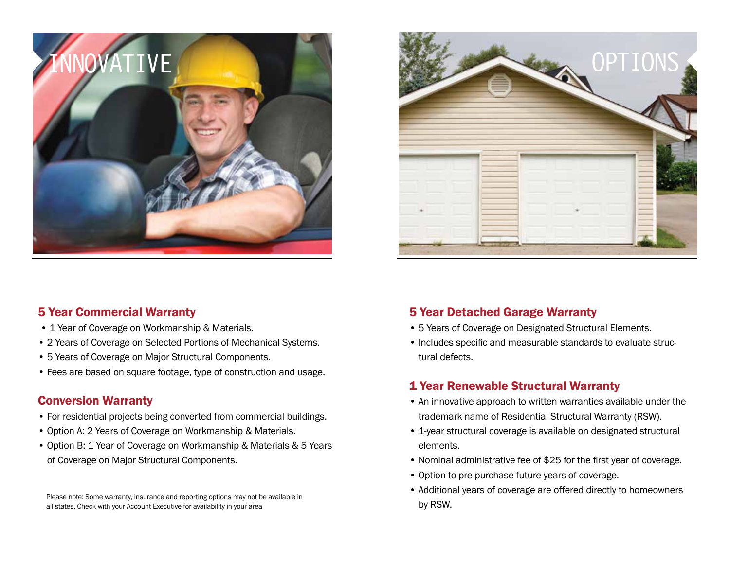INNOVATIVE OPTIONS

## 5 Year Commercial Warranty

- 1 Year of Coverage on Workmanship & Materials.
- 2 Years of Coverage on Selected Portions of Mechanical Systems.
- 5 Years of Coverage on Major Structural Components.
- Fees are based on square footage, type of construction and usage.

## Conversion Warranty

- For residential projects being converted from commercial buildings.
- Option A: 2 Years of Coverage on Workmanship & Materials.
- Option B: 1 Year of Coverage on Workmanship & Materials & 5 Years of Coverage on Major Structural Components.

Please note: Some warranty, insurance and reporting options may not be available in all states. Check with your Account Executive for availability in your area

## 5 Year Detached Garage Warranty

- 5 Years of Coverage on Designated Structural Elements.
- Includes specific and measurable standards to evaluate structural defects.

## 1 Year Renewable Structural Warranty

- An innovative approach to written warranties available under the trademark name of Residential Structural Warranty (RSW).
- 1-year structural coverage is available on designated structural elements.
- Nominal administrative fee of $25 for the first year of coverage.
- Option to pre-purchase future years of coverage.
- Additional years of coverage are offered directly to homeowners by RSW.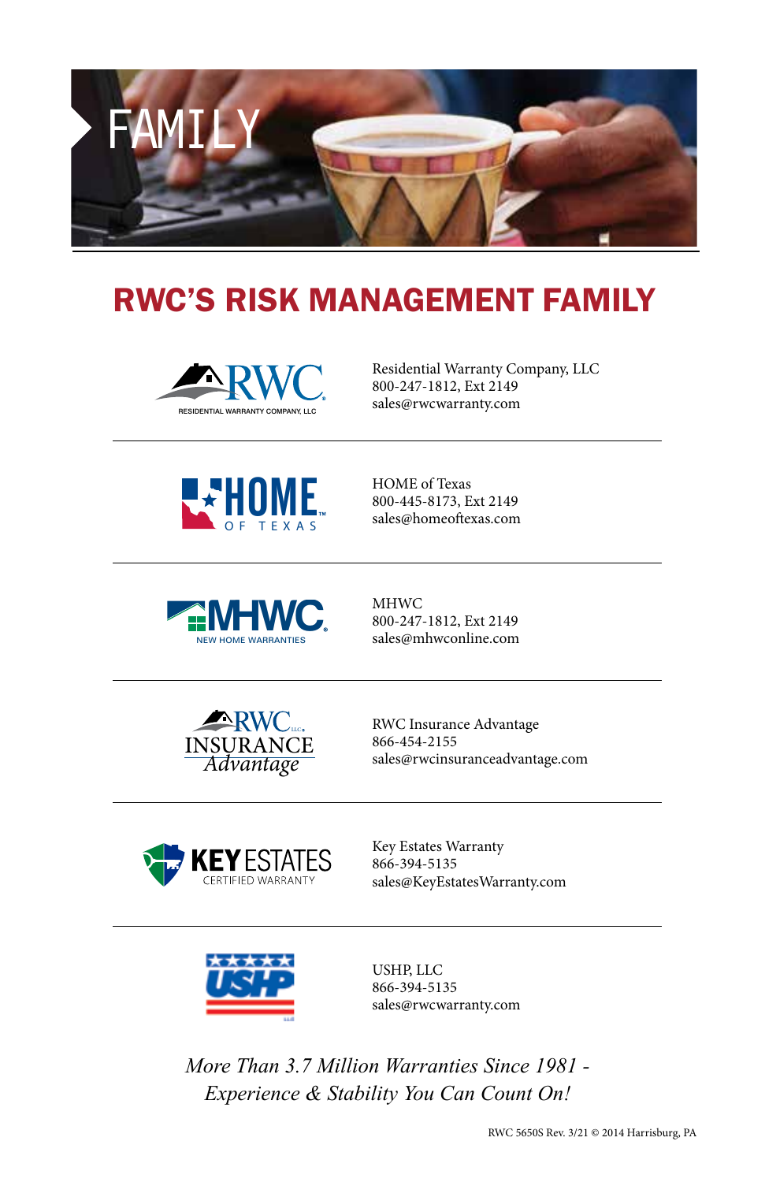FAMILY

# RWC'S RISK MANAGEMENT FAMILY

RWC RESIDENTIAL WARRANTY COMPANY, LLC

Residential Warranty Company, LLC
800-247-1812, Ext 2149
sales@rwcwarranty.com

HOME OF TEXAS

HOME of Texas
800-445-8173, Ext 2149
sales@homeoftexas.com

MHWC NEW HOME WARRANTIES

MHWC
800-247-1812, Ext 2149
sales@mhwconline.com

RWC LLC INSURANCE Advantage

RWC Insurance Advantage
866-454-2155
sales@rwcinsuranceadvantage.com

KEY ESTATES CERTIFIED WARRANTY

Key Estates Warranty
866-394-5135
sales@KeyEstatesWarranty.com

USHP

USHP, LLC
866-394-5135
sales@rwcwarranty.com

*More Than 3.7 Million Warranties Since 1981 -*
*Experience & Stability You Can Count On!*

RWC 5650S Rev. 3/21 © 2014 Harrisburg, PA